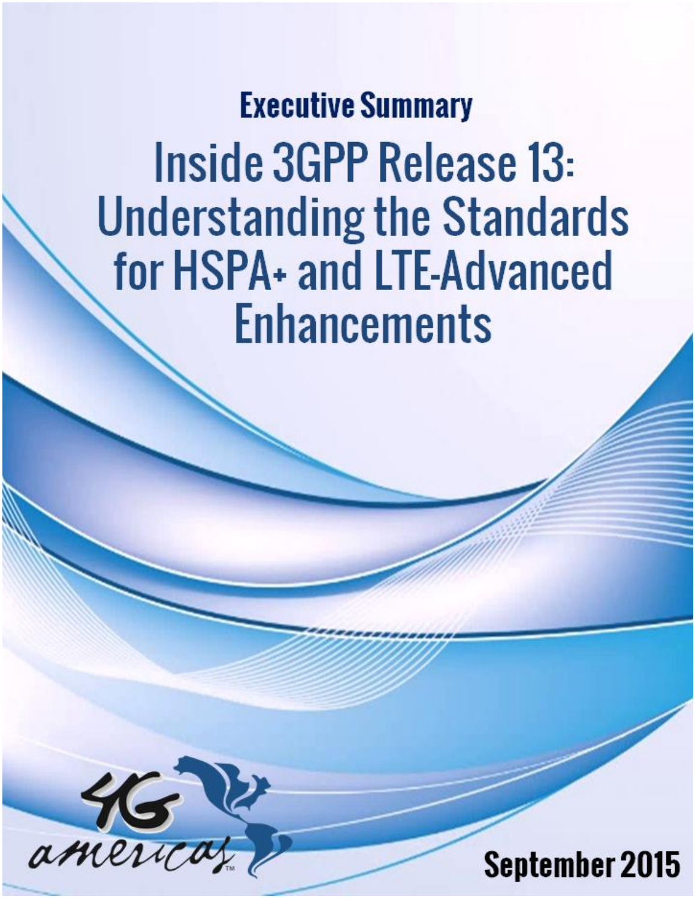## Executive Summary

# Inside 3GPP Release 13: Understanding the Standards for HSPA+ and LTE-Advanced Enhancements

4G americas™

September 2015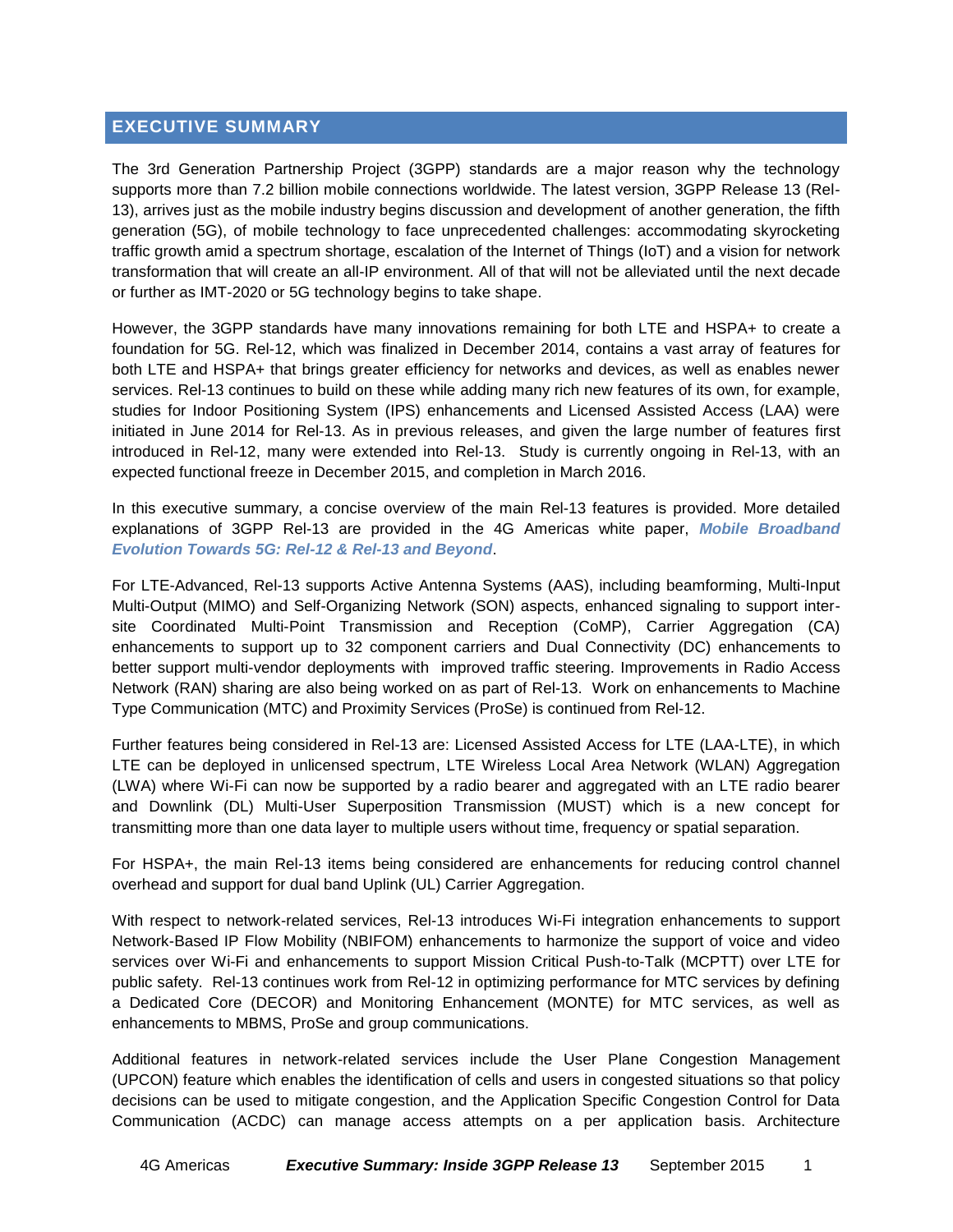## EXECUTIVE SUMMARY

The 3rd Generation Partnership Project (3GPP) standards are a major reason why the technology supports more than 7.2 billion mobile connections worldwide. The latest version, 3GPP Release 13 (Rel-13), arrives just as the mobile industry begins discussion and development of another generation, the fifth generation (5G), of mobile technology to face unprecedented challenges: accommodating skyrocketing traffic growth amid a spectrum shortage, escalation of the Internet of Things (IoT) and a vision for network transformation that will create an all-IP environment. All of that will not be alleviated until the next decade or further as IMT-2020 or 5G technology begins to take shape.

However, the 3GPP standards have many innovations remaining for both LTE and HSPA+ to create a foundation for 5G. Rel-12, which was finalized in December 2014, contains a vast array of features for both LTE and HSPA+ that brings greater efficiency for networks and devices, as well as enables newer services. Rel-13 continues to build on these while adding many rich new features of its own, for example, studies for Indoor Positioning System (IPS) enhancements and Licensed Assisted Access (LAA) were initiated in June 2014 for Rel-13. As in previous releases, and given the large number of features first introduced in Rel-12, many were extended into Rel-13. Study is currently ongoing in Rel-13, with an expected functional freeze in December 2015, and completion in March 2016.

In this executive summary, a concise overview of the main Rel-13 features is provided. More detailed explanations of 3GPP Rel-13 are provided in the 4G Americas white paper, ***Mobile Broadband Evolution Towards 5G: Rel-12 & Rel-13 and Beyond***.

For LTE-Advanced, Rel-13 supports Active Antenna Systems (AAS), including beamforming, Multi-Input Multi-Output (MIMO) and Self-Organizing Network (SON) aspects, enhanced signaling to support inter-site Coordinated Multi-Point Transmission and Reception (CoMP), Carrier Aggregation (CA) enhancements to support up to 32 component carriers and Dual Connectivity (DC) enhancements to better support multi-vendor deployments with improved traffic steering. Improvements in Radio Access Network (RAN) sharing are also being worked on as part of Rel-13. Work on enhancements to Machine Type Communication (MTC) and Proximity Services (ProSe) is continued from Rel-12.

Further features being considered in Rel-13 are: Licensed Assisted Access for LTE (LAA-LTE), in which LTE can be deployed in unlicensed spectrum, LTE Wireless Local Area Network (WLAN) Aggregation (LWA) where Wi-Fi can now be supported by a radio bearer and aggregated with an LTE radio bearer and Downlink (DL) Multi-User Superposition Transmission (MUST) which is a new concept for transmitting more than one data layer to multiple users without time, frequency or spatial separation.

For HSPA+, the main Rel-13 items being considered are enhancements for reducing control channel overhead and support for dual band Uplink (UL) Carrier Aggregation.

With respect to network-related services, Rel-13 introduces Wi-Fi integration enhancements to support Network-Based IP Flow Mobility (NBIFOM) enhancements to harmonize the support of voice and video services over Wi-Fi and enhancements to support Mission Critical Push-to-Talk (MCPTT) over LTE for public safety. Rel-13 continues work from Rel-12 in optimizing performance for MTC services by defining a Dedicated Core (DECOR) and Monitoring Enhancement (MONTE) for MTC services, as well as enhancements to MBMS, ProSe and group communications.

Additional features in network-related services include the User Plane Congestion Management (UPCON) feature which enables the identification of cells and users in congested situations so that policy decisions can be used to mitigate congestion, and the Application Specific Congestion Control for Data Communication (ACDC) can manage access attempts on a per application basis. Architecture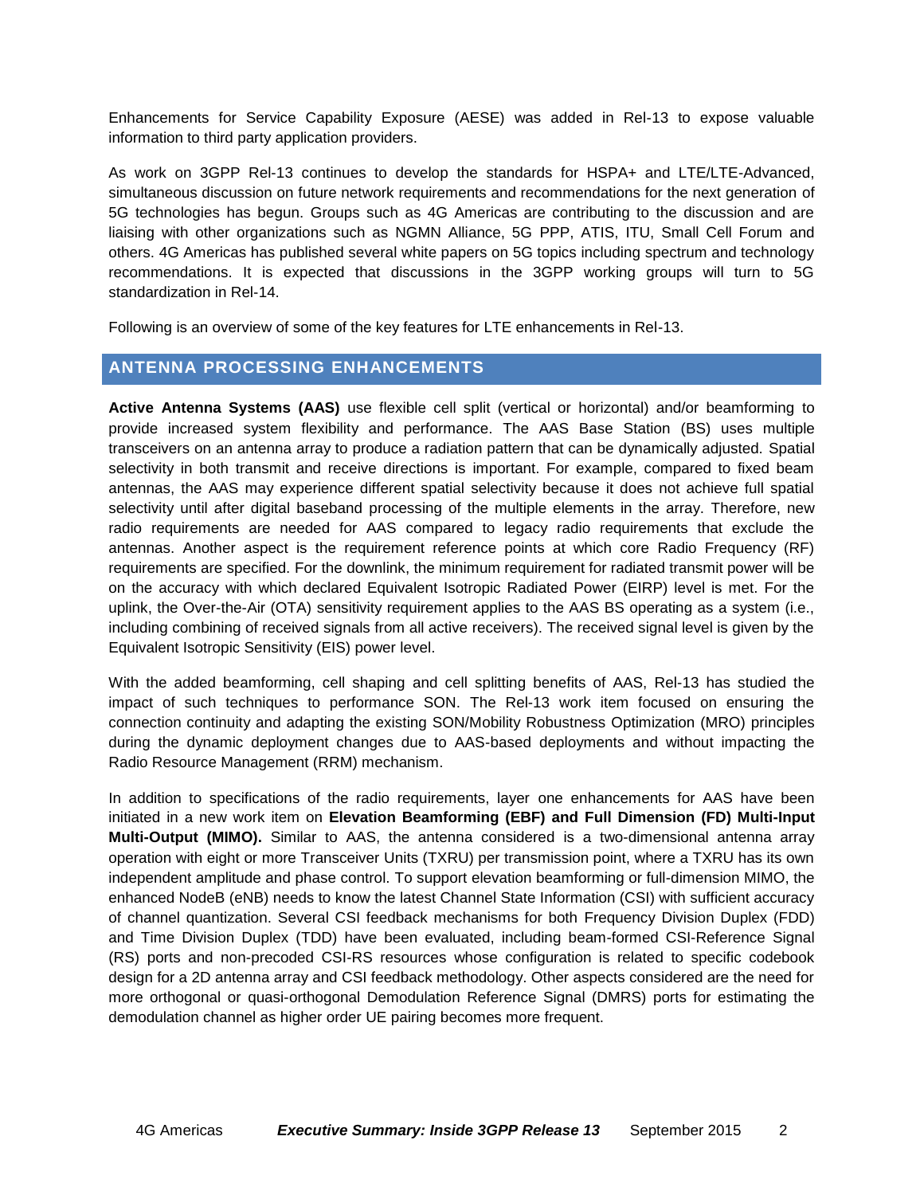Enhancements for Service Capability Exposure (AESE) was added in Rel-13 to expose valuable information to third party application providers.

As work on 3GPP Rel-13 continues to develop the standards for HSPA+ and LTE/LTE-Advanced, simultaneous discussion on future network requirements and recommendations for the next generation of 5G technologies has begun. Groups such as 4G Americas are contributing to the discussion and are liaising with other organizations such as NGMN Alliance, 5G PPP, ATIS, ITU, Small Cell Forum and others. 4G Americas has published several white papers on 5G topics including spectrum and technology recommendations. It is expected that discussions in the 3GPP working groups will turn to 5G standardization in Rel-14.

Following is an overview of some of the key features for LTE enhancements in Rel-13.

## ANTENNA PROCESSING ENHANCEMENTS

**Active Antenna Systems (AAS)** use flexible cell split (vertical or horizontal) and/or beamforming to provide increased system flexibility and performance. The AAS Base Station (BS) uses multiple transceivers on an antenna array to produce a radiation pattern that can be dynamically adjusted. Spatial selectivity in both transmit and receive directions is important. For example, compared to fixed beam antennas, the AAS may experience different spatial selectivity because it does not achieve full spatial selectivity until after digital baseband processing of the multiple elements in the array. Therefore, new radio requirements are needed for AAS compared to legacy radio requirements that exclude the antennas. Another aspect is the requirement reference points at which core Radio Frequency (RF) requirements are specified. For the downlink, the minimum requirement for radiated transmit power will be on the accuracy with which declared Equivalent Isotropic Radiated Power (EIRP) level is met. For the uplink, the Over-the-Air (OTA) sensitivity requirement applies to the AAS BS operating as a system (i.e., including combining of received signals from all active receivers). The received signal level is given by the Equivalent Isotropic Sensitivity (EIS) power level.

With the added beamforming, cell shaping and cell splitting benefits of AAS, Rel-13 has studied the impact of such techniques to performance SON. The Rel-13 work item focused on ensuring the connection continuity and adapting the existing SON/Mobility Robustness Optimization (MRO) principles during the dynamic deployment changes due to AAS-based deployments and without impacting the Radio Resource Management (RRM) mechanism.

In addition to specifications of the radio requirements, layer one enhancements for AAS have been initiated in a new work item on **Elevation Beamforming (EBF) and Full Dimension (FD) Multi-Input Multi-Output (MIMO).** Similar to AAS, the antenna considered is a two-dimensional antenna array operation with eight or more Transceiver Units (TXRU) per transmission point, where a TXRU has its own independent amplitude and phase control. To support elevation beamforming or full-dimension MIMO, the enhanced NodeB (eNB) needs to know the latest Channel State Information (CSI) with sufficient accuracy of channel quantization. Several CSI feedback mechanisms for both Frequency Division Duplex (FDD) and Time Division Duplex (TDD) have been evaluated, including beam-formed CSI-Reference Signal (RS) ports and non-precoded CSI-RS resources whose configuration is related to specific codebook design for a 2D antenna array and CSI feedback methodology. Other aspects considered are the need for more orthogonal or quasi-orthogonal Demodulation Reference Signal (DMRS) ports for estimating the demodulation channel as higher order UE pairing becomes more frequent.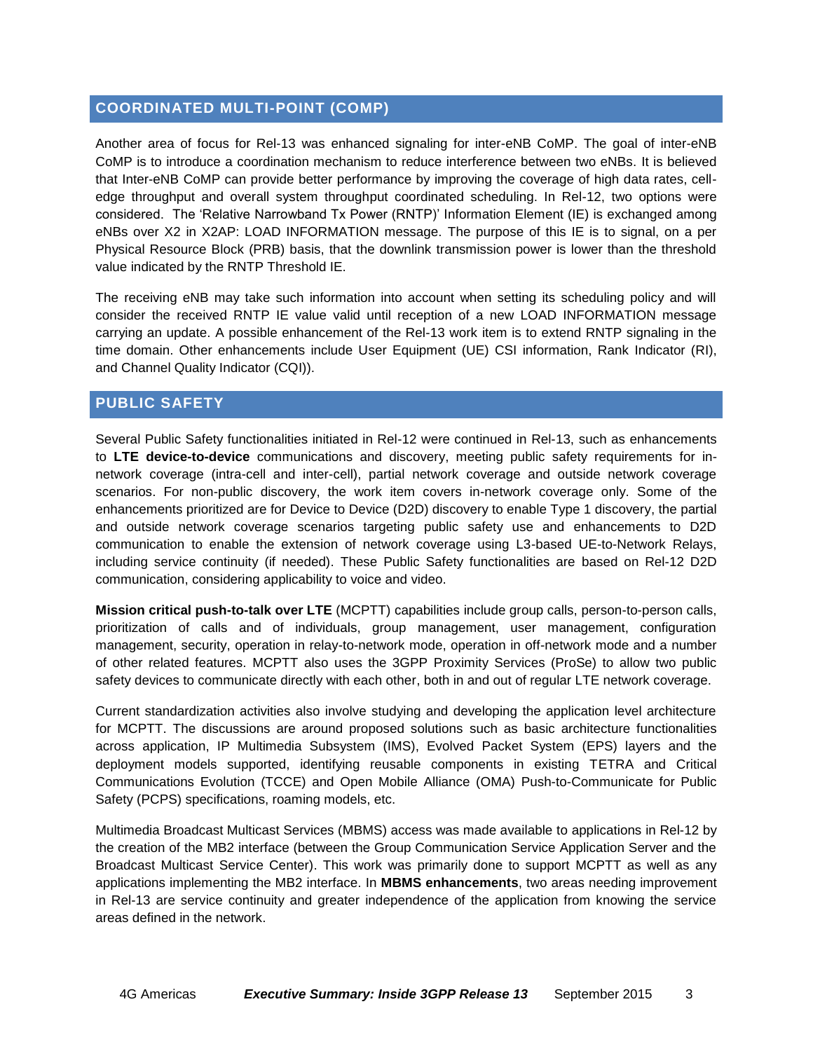## COORDINATED MULTI-POINT (COMP)

Another area of focus for Rel-13 was enhanced signaling for inter-eNB CoMP. The goal of inter-eNB CoMP is to introduce a coordination mechanism to reduce interference between two eNBs. It is believed that Inter-eNB CoMP can provide better performance by improving the coverage of high data rates, cell-edge throughput and overall system throughput coordinated scheduling. In Rel-12, two options were considered. The 'Relative Narrowband Tx Power (RNTP)' Information Element (IE) is exchanged among eNBs over X2 in X2AP: LOAD INFORMATION message. The purpose of this IE is to signal, on a per Physical Resource Block (PRB) basis, that the downlink transmission power is lower than the threshold value indicated by the RNTP Threshold IE.

The receiving eNB may take such information into account when setting its scheduling policy and will consider the received RNTP IE value valid until reception of a new LOAD INFORMATION message carrying an update. A possible enhancement of the Rel-13 work item is to extend RNTP signaling in the time domain. Other enhancements include User Equipment (UE) CSI information, Rank Indicator (RI), and Channel Quality Indicator (CQI)).

## PUBLIC SAFETY

Several Public Safety functionalities initiated in Rel-12 were continued in Rel-13, such as enhancements to **LTE device-to-device** communications and discovery, meeting public safety requirements for in-network coverage (intra-cell and inter-cell), partial network coverage and outside network coverage scenarios. For non-public discovery, the work item covers in-network coverage only. Some of the enhancements prioritized are for Device to Device (D2D) discovery to enable Type 1 discovery, the partial and outside network coverage scenarios targeting public safety use and enhancements to D2D communication to enable the extension of network coverage using L3-based UE-to-Network Relays, including service continuity (if needed). These Public Safety functionalities are based on Rel-12 D2D communication, considering applicability to voice and video.

**Mission critical push-to-talk over LTE** (MCPTT) capabilities include group calls, person-to-person calls, prioritization of calls and of individuals, group management, user management, configuration management, security, operation in relay-to-network mode, operation in off-network mode and a number of other related features. MCPTT also uses the 3GPP Proximity Services (ProSe) to allow two public safety devices to communicate directly with each other, both in and out of regular LTE network coverage.

Current standardization activities also involve studying and developing the application level architecture for MCPTT. The discussions are around proposed solutions such as basic architecture functionalities across application, IP Multimedia Subsystem (IMS), Evolved Packet System (EPS) layers and the deployment models supported, identifying reusable components in existing TETRA and Critical Communications Evolution (TCCE) and Open Mobile Alliance (OMA) Push-to-Communicate for Public Safety (PCPS) specifications, roaming models, etc.

Multimedia Broadcast Multicast Services (MBMS) access was made available to applications in Rel-12 by the creation of the MB2 interface (between the Group Communication Service Application Server and the Broadcast Multicast Service Center). This work was primarily done to support MCPTT as well as any applications implementing the MB2 interface. In **MBMS enhancements**, two areas needing improvement in Rel-13 are service continuity and greater independence of the application from knowing the service areas defined in the network.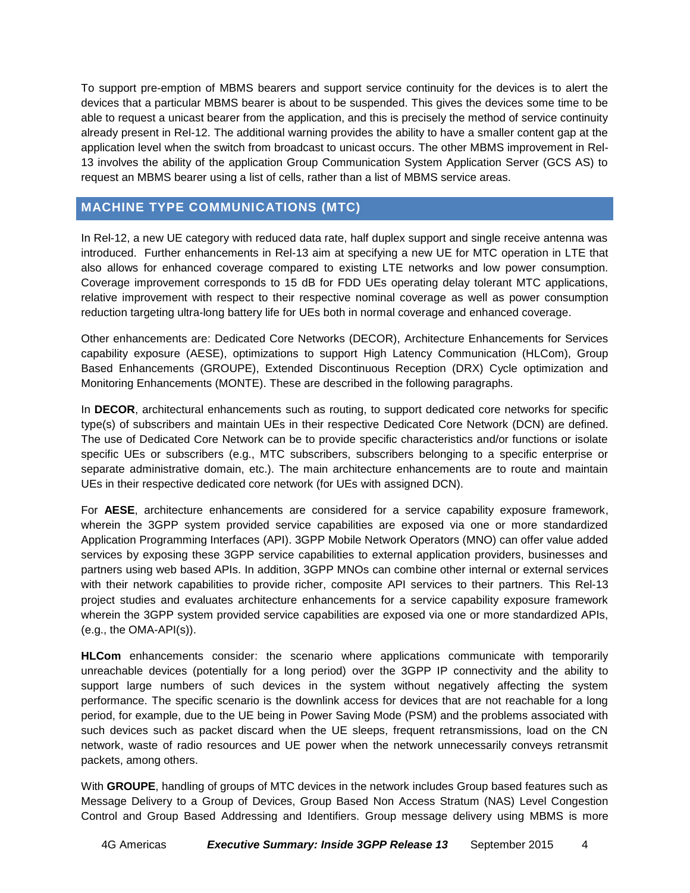To support pre-emption of MBMS bearers and support service continuity for the devices is to alert the devices that a particular MBMS bearer is about to be suspended. This gives the devices some time to be able to request a unicast bearer from the application, and this is precisely the method of service continuity already present in Rel-12. The additional warning provides the ability to have a smaller content gap at the application level when the switch from broadcast to unicast occurs. The other MBMS improvement in Rel-13 involves the ability of the application Group Communication System Application Server (GCS AS) to request an MBMS bearer using a list of cells, rather than a list of MBMS service areas.

## MACHINE TYPE COMMUNICATIONS (MTC)

In Rel-12, a new UE category with reduced data rate, half duplex support and single receive antenna was introduced. Further enhancements in Rel-13 aim at specifying a new UE for MTC operation in LTE that also allows for enhanced coverage compared to existing LTE networks and low power consumption. Coverage improvement corresponds to 15 dB for FDD UEs operating delay tolerant MTC applications, relative improvement with respect to their respective nominal coverage as well as power consumption reduction targeting ultra-long battery life for UEs both in normal coverage and enhanced coverage.

Other enhancements are: Dedicated Core Networks (DECOR), Architecture Enhancements for Services capability exposure (AESE), optimizations to support High Latency Communication (HLCom), Group Based Enhancements (GROUPE), Extended Discontinuous Reception (DRX) Cycle optimization and Monitoring Enhancements (MONTE). These are described in the following paragraphs.

In **DECOR**, architectural enhancements such as routing, to support dedicated core networks for specific type(s) of subscribers and maintain UEs in their respective Dedicated Core Network (DCN) are defined. The use of Dedicated Core Network can be to provide specific characteristics and/or functions or isolate specific UEs or subscribers (e.g., MTC subscribers, subscribers belonging to a specific enterprise or separate administrative domain, etc.). The main architecture enhancements are to route and maintain UEs in their respective dedicated core network (for UEs with assigned DCN).

For **AESE**, architecture enhancements are considered for a service capability exposure framework, wherein the 3GPP system provided service capabilities are exposed via one or more standardized Application Programming Interfaces (API). 3GPP Mobile Network Operators (MNO) can offer value added services by exposing these 3GPP service capabilities to external application providers, businesses and partners using web based APIs. In addition, 3GPP MNOs can combine other internal or external services with their network capabilities to provide richer, composite API services to their partners. This Rel-13 project studies and evaluates architecture enhancements for a service capability exposure framework wherein the 3GPP system provided service capabilities are exposed via one or more standardized APIs, (e.g., the OMA-API(s)).

**HLCom** enhancements consider: the scenario where applications communicate with temporarily unreachable devices (potentially for a long period) over the 3GPP IP connectivity and the ability to support large numbers of such devices in the system without negatively affecting the system performance. The specific scenario is the downlink access for devices that are not reachable for a long period, for example, due to the UE being in Power Saving Mode (PSM) and the problems associated with such devices such as packet discard when the UE sleeps, frequent retransmissions, load on the CN network, waste of radio resources and UE power when the network unnecessarily conveys retransmit packets, among others.

With **GROUPE**, handling of groups of MTC devices in the network includes Group based features such as Message Delivery to a Group of Devices, Group Based Non Access Stratum (NAS) Level Congestion Control and Group Based Addressing and Identifiers. Group message delivery using MBMS is more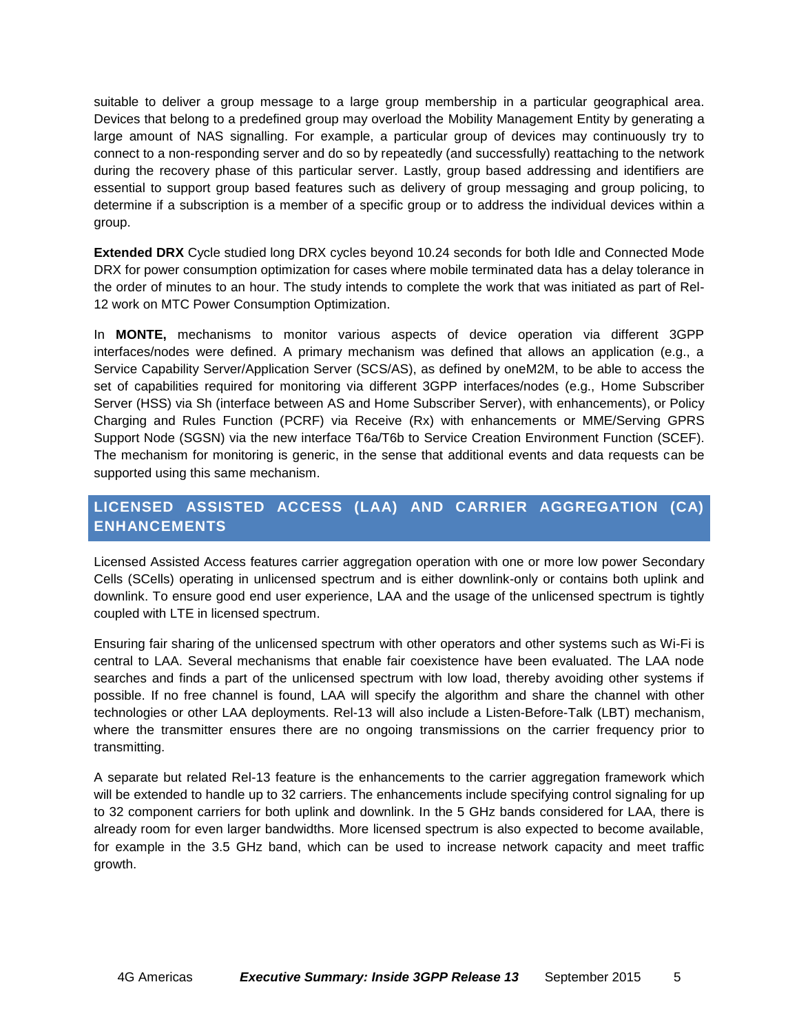suitable to deliver a group message to a large group membership in a particular geographical area. Devices that belong to a predefined group may overload the Mobility Management Entity by generating a large amount of NAS signalling. For example, a particular group of devices may continuously try to connect to a non-responding server and do so by repeatedly (and successfully) reattaching to the network during the recovery phase of this particular server. Lastly, group based addressing and identifiers are essential to support group based features such as delivery of group messaging and group policing, to determine if a subscription is a member of a specific group or to address the individual devices within a group.

**Extended DRX** Cycle studied long DRX cycles beyond 10.24 seconds for both Idle and Connected Mode DRX for power consumption optimization for cases where mobile terminated data has a delay tolerance in the order of minutes to an hour. The study intends to complete the work that was initiated as part of Rel-12 work on MTC Power Consumption Optimization.

In **MONTE,** mechanisms to monitor various aspects of device operation via different 3GPP interfaces/nodes were defined. A primary mechanism was defined that allows an application (e.g., a Service Capability Server/Application Server (SCS/AS), as defined by oneM2M, to be able to access the set of capabilities required for monitoring via different 3GPP interfaces/nodes (e.g., Home Subscriber Server (HSS) via Sh (interface between AS and Home Subscriber Server), with enhancements), or Policy Charging and Rules Function (PCRF) via Receive (Rx) with enhancements or MME/Serving GPRS Support Node (SGSN) via the new interface T6a/T6b to Service Creation Environment Function (SCEF). The mechanism for monitoring is generic, in the sense that additional events and data requests can be supported using this same mechanism.

## LICENSED ASSISTED ACCESS (LAA) AND CARRIER AGGREGATION (CA) ENHANCEMENTS

Licensed Assisted Access features carrier aggregation operation with one or more low power Secondary Cells (SCells) operating in unlicensed spectrum and is either downlink-only or contains both uplink and downlink. To ensure good end user experience, LAA and the usage of the unlicensed spectrum is tightly coupled with LTE in licensed spectrum.

Ensuring fair sharing of the unlicensed spectrum with other operators and other systems such as Wi-Fi is central to LAA. Several mechanisms that enable fair coexistence have been evaluated. The LAA node searches and finds a part of the unlicensed spectrum with low load, thereby avoiding other systems if possible. If no free channel is found, LAA will specify the algorithm and share the channel with other technologies or other LAA deployments. Rel-13 will also include a Listen-Before-Talk (LBT) mechanism, where the transmitter ensures there are no ongoing transmissions on the carrier frequency prior to transmitting.

A separate but related Rel-13 feature is the enhancements to the carrier aggregation framework which will be extended to handle up to 32 carriers. The enhancements include specifying control signaling for up to 32 component carriers for both uplink and downlink. In the 5 GHz bands considered for LAA, there is already room for even larger bandwidths. More licensed spectrum is also expected to become available, for example in the 3.5 GHz band, which can be used to increase network capacity and meet traffic growth.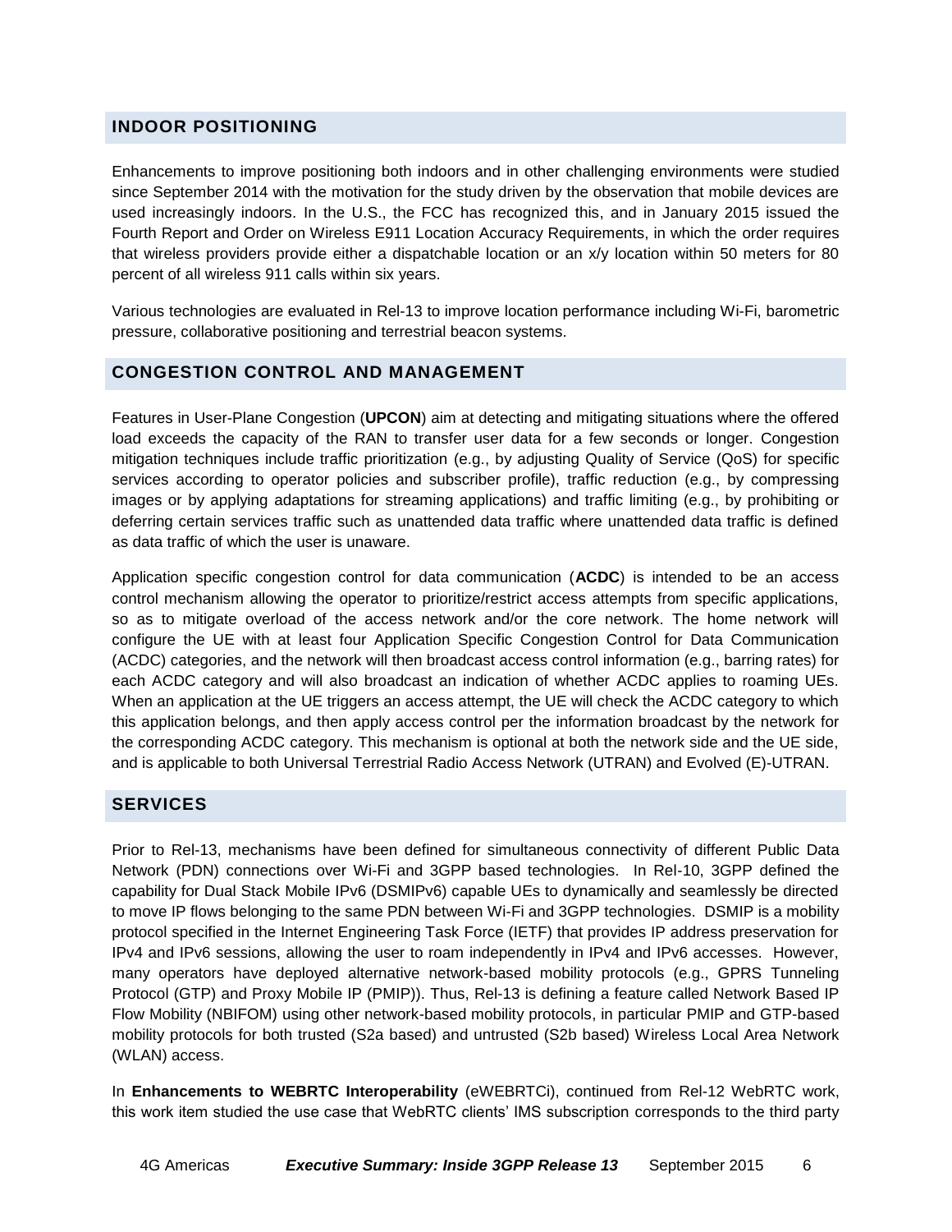## INDOOR POSITIONING

Enhancements to improve positioning both indoors and in other challenging environments were studied since September 2014 with the motivation for the study driven by the observation that mobile devices are used increasingly indoors. In the U.S., the FCC has recognized this, and in January 2015 issued the Fourth Report and Order on Wireless E911 Location Accuracy Requirements, in which the order requires that wireless providers provide either a dispatchable location or an x/y location within 50 meters for 80 percent of all wireless 911 calls within six years.

Various technologies are evaluated in Rel-13 to improve location performance including Wi-Fi, barometric pressure, collaborative positioning and terrestrial beacon systems.

## CONGESTION CONTROL AND MANAGEMENT

Features in User-Plane Congestion (**UPCON**) aim at detecting and mitigating situations where the offered load exceeds the capacity of the RAN to transfer user data for a few seconds or longer. Congestion mitigation techniques include traffic prioritization (e.g., by adjusting Quality of Service (QoS) for specific services according to operator policies and subscriber profile), traffic reduction (e.g., by compressing images or by applying adaptations for streaming applications) and traffic limiting (e.g., by prohibiting or deferring certain services traffic such as unattended data traffic where unattended data traffic is defined as data traffic of which the user is unaware.

Application specific congestion control for data communication (**ACDC**) is intended to be an access control mechanism allowing the operator to prioritize/restrict access attempts from specific applications, so as to mitigate overload of the access network and/or the core network. The home network will configure the UE with at least four Application Specific Congestion Control for Data Communication (ACDC) categories, and the network will then broadcast access control information (e.g., barring rates) for each ACDC category and will also broadcast an indication of whether ACDC applies to roaming UEs. When an application at the UE triggers an access attempt, the UE will check the ACDC category to which this application belongs, and then apply access control per the information broadcast by the network for the corresponding ACDC category. This mechanism is optional at both the network side and the UE side, and is applicable to both Universal Terrestrial Radio Access Network (UTRAN) and Evolved (E)-UTRAN.

## SERVICES

Prior to Rel-13, mechanisms have been defined for simultaneous connectivity of different Public Data Network (PDN) connections over Wi-Fi and 3GPP based technologies. In Rel-10, 3GPP defined the capability for Dual Stack Mobile IPv6 (DSMIPv6) capable UEs to dynamically and seamlessly be directed to move IP flows belonging to the same PDN between Wi-Fi and 3GPP technologies. DSMIP is a mobility protocol specified in the Internet Engineering Task Force (IETF) that provides IP address preservation for IPv4 and IPv6 sessions, allowing the user to roam independently in IPv4 and IPv6 accesses. However, many operators have deployed alternative network-based mobility protocols (e.g., GPRS Tunneling Protocol (GTP) and Proxy Mobile IP (PMIP)). Thus, Rel-13 is defining a feature called Network Based IP Flow Mobility (NBIFOM) using other network-based mobility protocols, in particular PMIP and GTP-based mobility protocols for both trusted (S2a based) and untrusted (S2b based) Wireless Local Area Network (WLAN) access.

In **Enhancements to WEBRTC Interoperability** (eWEBRTCi), continued from Rel-12 WebRTC work, this work item studied the use case that WebRTC clients' IMS subscription corresponds to the third party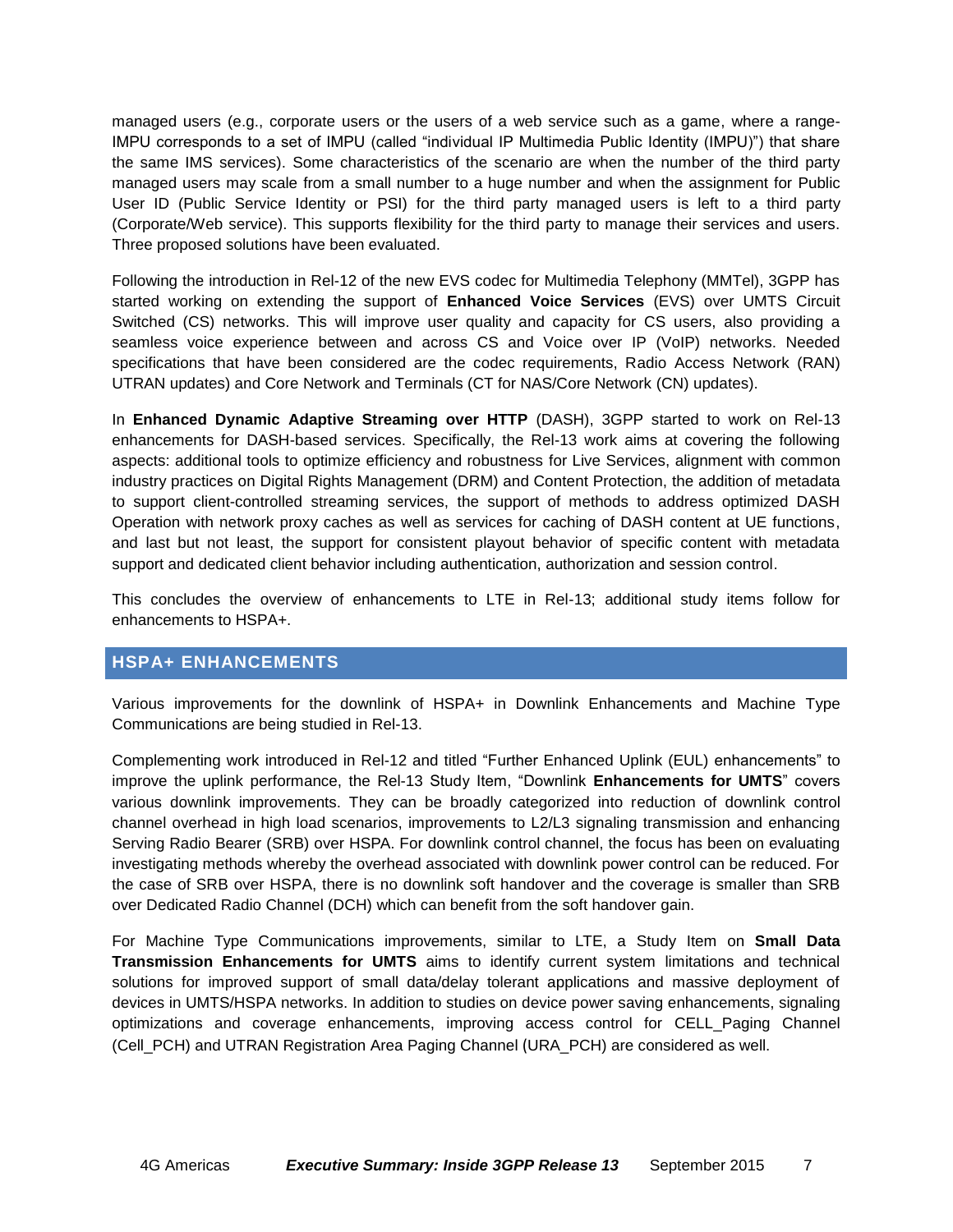managed users (e.g., corporate users or the users of a web service such as a game, where a range-IMPU corresponds to a set of IMPU (called "individual IP Multimedia Public Identity (IMPU)") that share the same IMS services). Some characteristics of the scenario are when the number of the third party managed users may scale from a small number to a huge number and when the assignment for Public User ID (Public Service Identity or PSI) for the third party managed users is left to a third party (Corporate/Web service). This supports flexibility for the third party to manage their services and users. Three proposed solutions have been evaluated.

Following the introduction in Rel-12 of the new EVS codec for Multimedia Telephony (MMTel), 3GPP has started working on extending the support of **Enhanced Voice Services** (EVS) over UMTS Circuit Switched (CS) networks. This will improve user quality and capacity for CS users, also providing a seamless voice experience between and across CS and Voice over IP (VoIP) networks. Needed specifications that have been considered are the codec requirements, Radio Access Network (RAN) UTRAN updates) and Core Network and Terminals (CT for NAS/Core Network (CN) updates).

In **Enhanced Dynamic Adaptive Streaming over HTTP** (DASH), 3GPP started to work on Rel-13 enhancements for DASH-based services. Specifically, the Rel-13 work aims at covering the following aspects: additional tools to optimize efficiency and robustness for Live Services, alignment with common industry practices on Digital Rights Management (DRM) and Content Protection, the addition of metadata to support client-controlled streaming services, the support of methods to address optimized DASH Operation with network proxy caches as well as services for caching of DASH content at UE functions, and last but not least, the support for consistent playout behavior of specific content with metadata support and dedicated client behavior including authentication, authorization and session control.

This concludes the overview of enhancements to LTE in Rel-13; additional study items follow for enhancements to HSPA+.

## HSPA+ ENHANCEMENTS

Various improvements for the downlink of HSPA+ in Downlink Enhancements and Machine Type Communications are being studied in Rel-13.

Complementing work introduced in Rel-12 and titled "Further Enhanced Uplink (EUL) enhancements" to improve the uplink performance, the Rel-13 Study Item, "Downlink **Enhancements for UMTS**" covers various downlink improvements. They can be broadly categorized into reduction of downlink control channel overhead in high load scenarios, improvements to L2/L3 signaling transmission and enhancing Serving Radio Bearer (SRB) over HSPA. For downlink control channel, the focus has been on evaluating investigating methods whereby the overhead associated with downlink power control can be reduced. For the case of SRB over HSPA, there is no downlink soft handover and the coverage is smaller than SRB over Dedicated Radio Channel (DCH) which can benefit from the soft handover gain.

For Machine Type Communications improvements, similar to LTE, a Study Item on **Small Data Transmission Enhancements for UMTS** aims to identify current system limitations and technical solutions for improved support of small data/delay tolerant applications and massive deployment of devices in UMTS/HSPA networks. In addition to studies on device power saving enhancements, signaling optimizations and coverage enhancements, improving access control for CELL_Paging Channel (Cell_PCH) and UTRAN Registration Area Paging Channel (URA_PCH) are considered as well.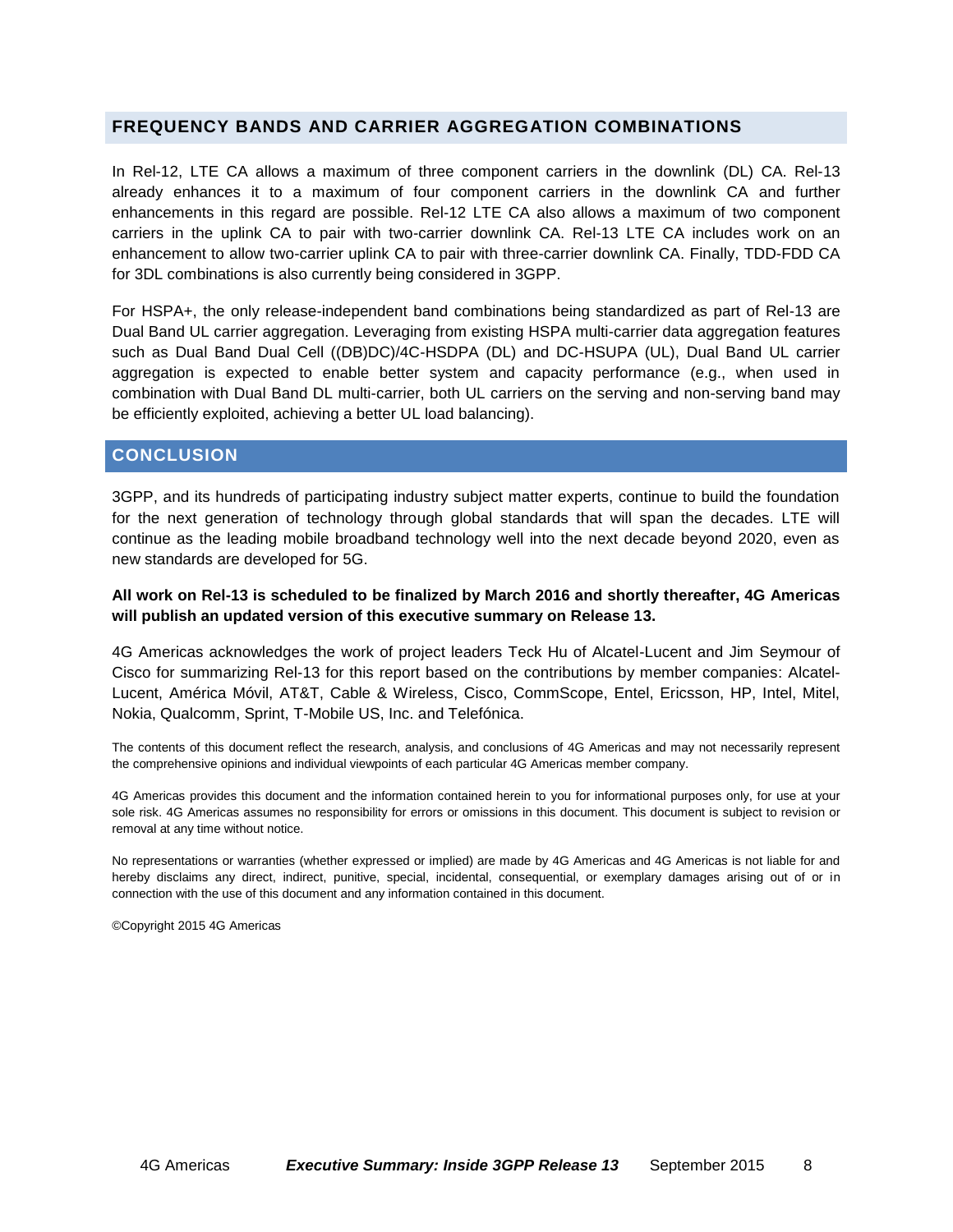## FREQUENCY BANDS AND CARRIER AGGREGATION COMBINATIONS

In Rel-12, LTE CA allows a maximum of three component carriers in the downlink (DL) CA. Rel-13 already enhances it to a maximum of four component carriers in the downlink CA and further enhancements in this regard are possible. Rel-12 LTE CA also allows a maximum of two component carriers in the uplink CA to pair with two-carrier downlink CA. Rel-13 LTE CA includes work on an enhancement to allow two-carrier uplink CA to pair with three-carrier downlink CA. Finally, TDD-FDD CA for 3DL combinations is also currently being considered in 3GPP.

For HSPA+, the only release-independent band combinations being standardized as part of Rel-13 are Dual Band UL carrier aggregation. Leveraging from existing HSPA multi-carrier data aggregation features such as Dual Band Dual Cell ((DB)DC)/4C-HSDPA (DL) and DC-HSUPA (UL), Dual Band UL carrier aggregation is expected to enable better system and capacity performance (e.g., when used in combination with Dual Band DL multi-carrier, both UL carriers on the serving and non-serving band may be efficiently exploited, achieving a better UL load balancing).

## CONCLUSION

3GPP, and its hundreds of participating industry subject matter experts, continue to build the foundation for the next generation of technology through global standards that will span the decades. LTE will continue as the leading mobile broadband technology well into the next decade beyond 2020, even as new standards are developed for 5G.

**All work on Rel-13 is scheduled to be finalized by March 2016 and shortly thereafter, 4G Americas will publish an updated version of this executive summary on Release 13.**

4G Americas acknowledges the work of project leaders Teck Hu of Alcatel-Lucent and Jim Seymour of Cisco for summarizing Rel-13 for this report based on the contributions by member companies: Alcatel-Lucent, América Móvil, AT&T, Cable & Wireless, Cisco, CommScope, Entel, Ericsson, HP, Intel, Mitel, Nokia, Qualcomm, Sprint, T-Mobile US, Inc. and Telefónica.

The contents of this document reflect the research, analysis, and conclusions of 4G Americas and may not necessarily represent the comprehensive opinions and individual viewpoints of each particular 4G Americas member company.

4G Americas provides this document and the information contained herein to you for informational purposes only, for use at your sole risk. 4G Americas assumes no responsibility for errors or omissions in this document. This document is subject to revision or removal at any time without notice.

No representations or warranties (whether expressed or implied) are made by 4G Americas and 4G Americas is not liable for and hereby disclaims any direct, indirect, punitive, special, incidental, consequential, or exemplary damages arising out of or in connection with the use of this document and any information contained in this document.

©Copyright 2015 4G Americas